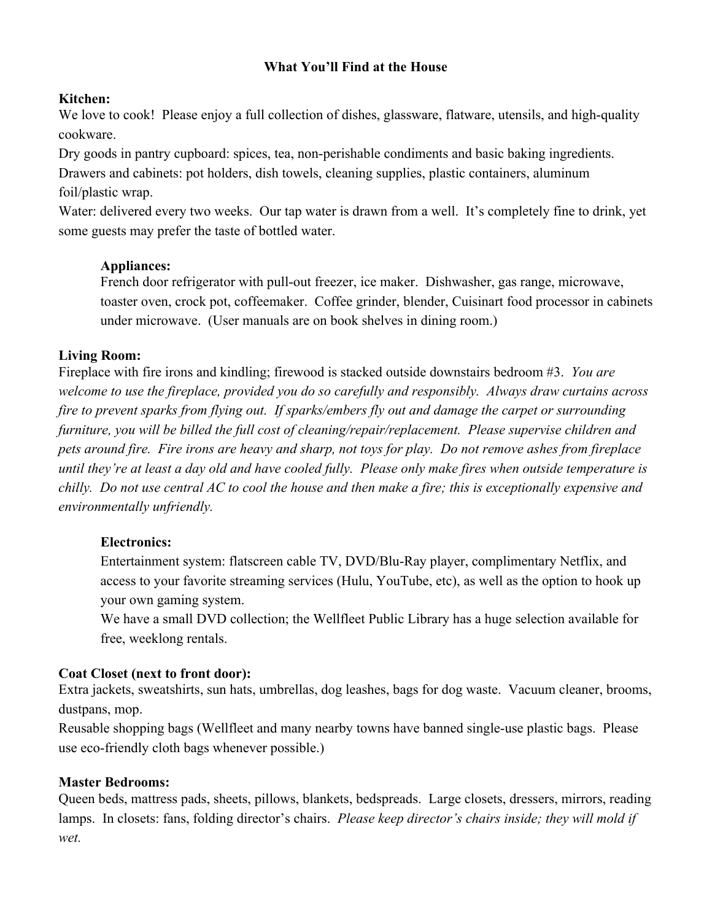# What You'll Find at the House

## Kitchen:

We love to cook! Please enjoy a full collection of dishes, glassware, flatware, utensils, and high-quality cookware.

Dry goods in pantry cupboard: spices, tea, non-perishable condiments and basic baking ingredients.

Drawers and cabinets: pot holders, dish towels, cleaning supplies, plastic containers, aluminum foil/plastic wrap.

Water: delivered every two weeks. Our tap water is drawn from a well. It's completely fine to drink, yet some guests may prefer the taste of bottled water.

### Appliances:

French door refrigerator with pull-out freezer, ice maker. Dishwasher, gas range, microwave, toaster oven, crock pot, coffeemaker. Coffee grinder, blender, Cuisinart food processor in cabinets under microwave. (User manuals are on book shelves in dining room.)

## Living Room:

Fireplace with fire irons and kindling; firewood is stacked outside downstairs bedroom #3. *You are welcome to use the fireplace, provided you do so carefully and responsibly. Always draw curtains across fire to prevent sparks from flying out. If sparks/embers fly out and damage the carpet or surrounding furniture, you will be billed the full cost of cleaning/repair/replacement. Please supervise children and pets around fire. Fire irons are heavy and sharp, not toys for play. Do not remove ashes from fireplace until they're at least a day old and have cooled fully. Please only make fires when outside temperature is chilly. Do not use central AC to cool the house and then make a fire; this is exceptionally expensive and environmentally unfriendly.*

### Electronics:

Entertainment system: flatscreen cable TV, DVD/Blu-Ray player, complimentary Netflix, and access to your favorite streaming services (Hulu, YouTube, etc), as well as the option to hook up your own gaming system.

We have a small DVD collection; the Wellfleet Public Library has a huge selection available for free, weeklong rentals.

## Coat Closet (next to front door):

Extra jackets, sweatshirts, sun hats, umbrellas, dog leashes, bags for dog waste. Vacuum cleaner, brooms, dustpans, mop.

Reusable shopping bags (Wellfleet and many nearby towns have banned single-use plastic bags. Please use eco-friendly cloth bags whenever possible.)

## Master Bedrooms:

Queen beds, mattress pads, sheets, pillows, blankets, bedspreads. Large closets, dressers, mirrors, reading lamps. In closets: fans, folding director's chairs. *Please keep director's chairs inside; they will mold if wet.*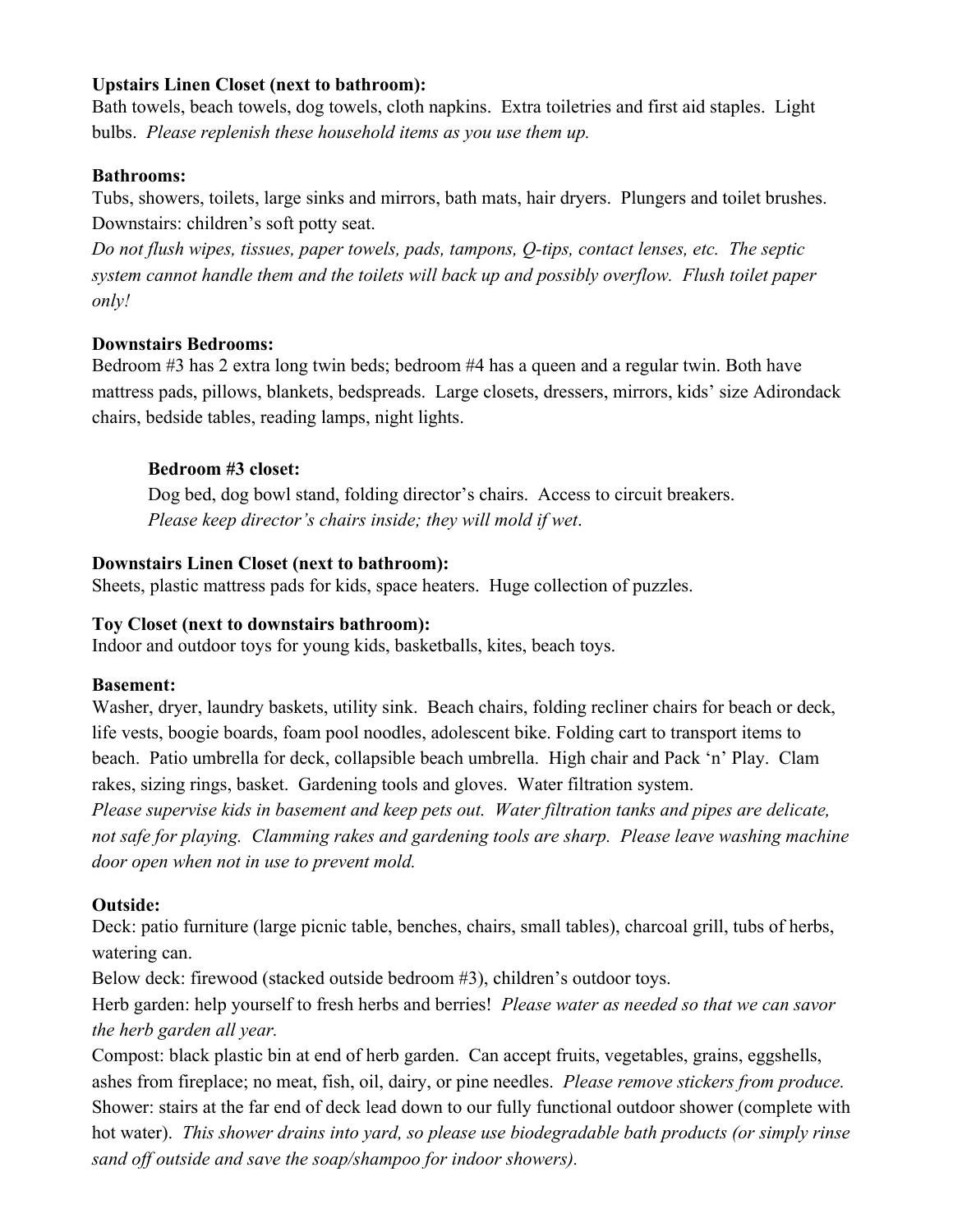**Upstairs Linen Closet (next to bathroom):**
Bath towels, beach towels, dog towels, cloth napkins. Extra toiletries and first aid staples. Light bulbs. *Please replenish these household items as you use them up.*

**Bathrooms:**
Tubs, showers, toilets, large sinks and mirrors, bath mats, hair dryers. Plungers and toilet brushes. Downstairs: children's soft potty seat.
*Do not flush wipes, tissues, paper towels, pads, tampons, Q-tips, contact lenses, etc. The septic system cannot handle them and the toilets will back up and possibly overflow. Flush toilet paper only!*

**Downstairs Bedrooms:**
Bedroom #3 has 2 extra long twin beds; bedroom #4 has a queen and a regular twin. Both have mattress pads, pillows, blankets, bedspreads. Large closets, dressers, mirrors, kids' size Adirondack chairs, bedside tables, reading lamps, night lights.

> **Bedroom #3 closet:**
> Dog bed, dog bowl stand, folding director's chairs. Access to circuit breakers.
> *Please keep director's chairs inside; they will mold if wet*.

**Downstairs Linen Closet (next to bathroom):**
Sheets, plastic mattress pads for kids, space heaters. Huge collection of puzzles.

**Toy Closet (next to downstairs bathroom):**
Indoor and outdoor toys for young kids, basketballs, kites, beach toys.

**Basement:**
Washer, dryer, laundry baskets, utility sink. Beach chairs, folding recliner chairs for beach or deck, life vests, boogie boards, foam pool noodles, adolescent bike. Folding cart to transport items to beach. Patio umbrella for deck, collapsible beach umbrella. High chair and Pack 'n' Play. Clam rakes, sizing rings, basket. Gardening tools and gloves. Water filtration system.
*Please supervise kids in basement and keep pets out. Water filtration tanks and pipes are delicate, not safe for playing. Clamming rakes and gardening tools are sharp. Please leave washing machine door open when not in use to prevent mold.*

**Outside:**
Deck: patio furniture (large picnic table, benches, chairs, small tables), charcoal grill, tubs of herbs, watering can.
Below deck: firewood (stacked outside bedroom #3), children's outdoor toys.
Herb garden: help yourself to fresh herbs and berries! *Please water as needed so that we can savor the herb garden all year.*
Compost: black plastic bin at end of herb garden. Can accept fruits, vegetables, grains, eggshells, ashes from fireplace; no meat, fish, oil, dairy, or pine needles. *Please remove stickers from produce.*
Shower: stairs at the far end of deck lead down to our fully functional outdoor shower (complete with hot water). *This shower drains into yard, so please use biodegradable bath products (or simply rinse sand off outside and save the soap/shampoo for indoor showers).*